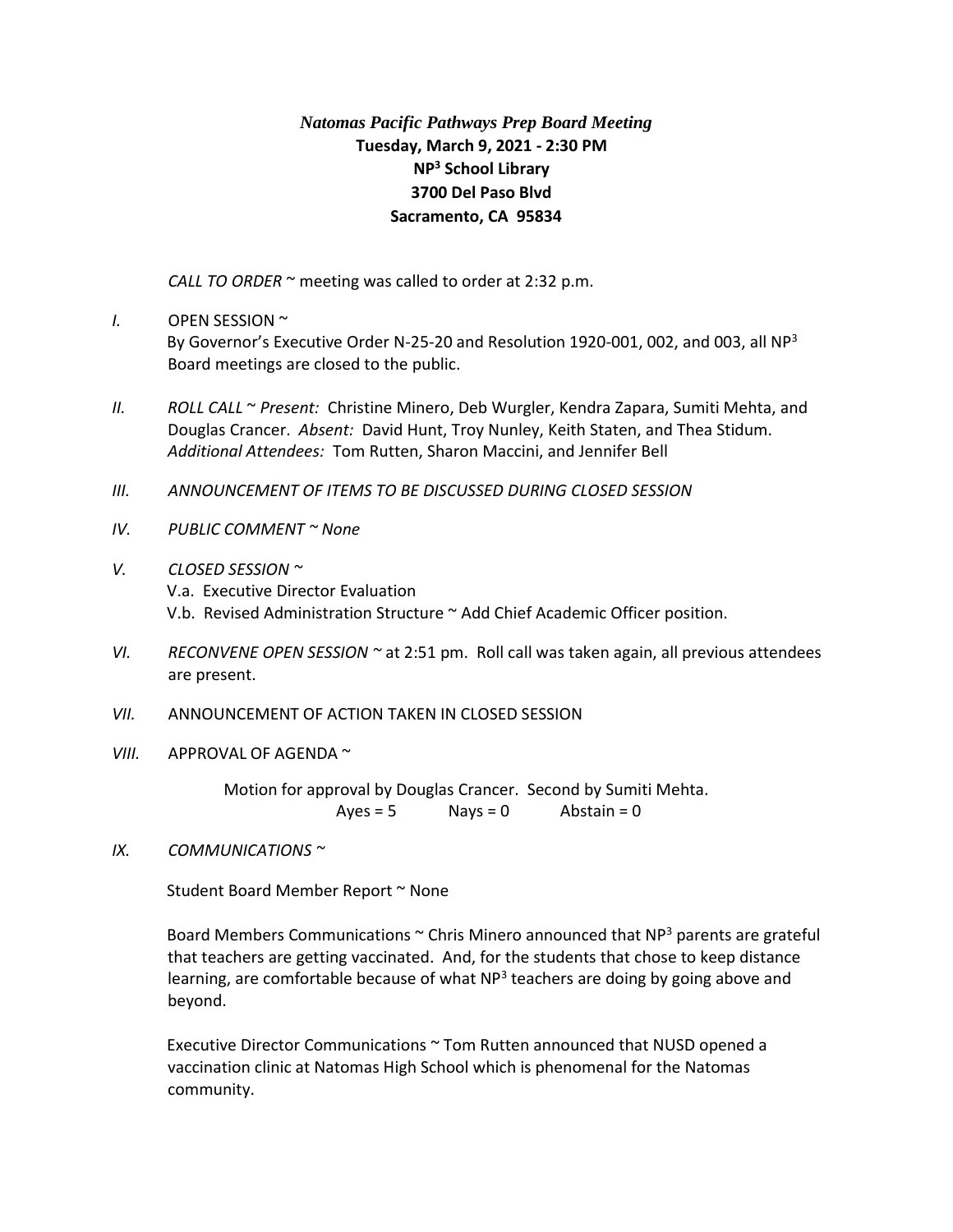# *Natomas Pacific Pathways Prep Board Meeting*

**Tuesday, March 9, 2021 - 2:30 PM**
**NP[3] School Library**
**3700 Del Paso Blvd**
**Sacramento, CA 95834**

*CALL TO ORDER* ~ meeting was called to order at 2:32 p.m.

*I.* OPEN SESSION ~
By Governor's Executive Order N-25-20 and Resolution 1920-001, 002, and 003, all NP[3] Board meetings are closed to the public.

*II.* *ROLL CALL* ~ *Present:* Christine Minero, Deb Wurgler, Kendra Zapara, Sumiti Mehta, and Douglas Crancer. *Absent:* David Hunt, Troy Nunley, Keith Staten, and Thea Stidum. *Additional Attendees:* Tom Rutten, Sharon Maccini, and Jennifer Bell

*III.* *ANNOUNCEMENT OF ITEMS TO BE DISCUSSED DURING CLOSED SESSION*

*IV.* *PUBLIC COMMENT ~ None*

*V.* *CLOSED SESSION* ~
V.a. Executive Director Evaluation
V.b. Revised Administration Structure ~ Add Chief Academic Officer position.

*VI.* *RECONVENE OPEN SESSION* ~ at 2:51 pm. Roll call was taken again, all previous attendees are present.

*VII.* ANNOUNCEMENT OF ACTION TAKEN IN CLOSED SESSION

*VIII.* APPROVAL OF AGENDA ~

Motion for approval by Douglas Crancer. Second by Sumiti Mehta.
Ayes = 5 Nays = 0 Abstain = 0

*IX.* *COMMUNICATIONS* ~

Student Board Member Report ~ None

Board Members Communications ~ Chris Minero announced that NP[3] parents are grateful that teachers are getting vaccinated. And, for the students that chose to keep distance learning, are comfortable because of what NP[3] teachers are doing by going above and beyond.

Executive Director Communications ~ Tom Rutten announced that NUSD opened a vaccination clinic at Natomas High School which is phenomenal for the Natomas community.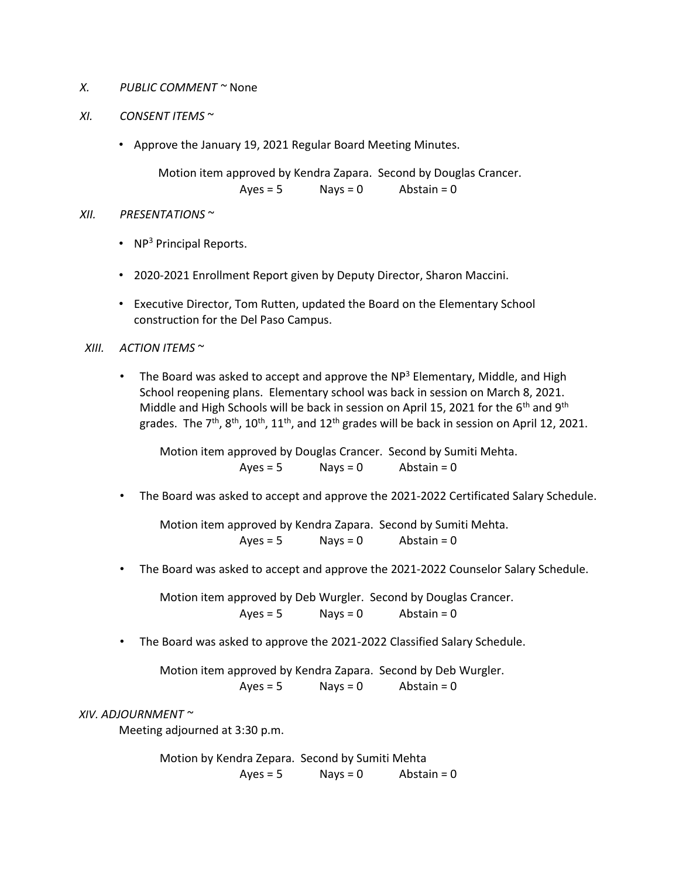*X. PUBLIC COMMENT ~* None

*XI. CONSENT ITEMS ~*

- Approve the January 19, 2021 Regular Board Meeting Minutes.

  Motion item approved by Kendra Zapara. Second by Douglas Crancer.
  Ayes = 5 Nays = 0 Abstain = 0

*XII. PRESENTATIONS ~*

- $NP^3$ Principal Reports.
- 2020-2021 Enrollment Report given by Deputy Director, Sharon Maccini.
- Executive Director, Tom Rutten, updated the Board on the Elementary School construction for the Del Paso Campus.

*XIII. ACTION ITEMS ~*

- The Board was asked to accept and approve the $NP^3$ Elementary, Middle, and High School reopening plans. Elementary school was back in session on March 8, 2021. Middle and High Schools will be back in session on April 15, 2021 for the 6th and 9th grades. The 7th, 8th, 10th, 11th, and 12th grades will be back in session on April 12, 2021.

  Motion item approved by Douglas Crancer. Second by Sumiti Mehta.
  Ayes = 5 Nays = 0 Abstain = 0

- The Board was asked to accept and approve the 2021-2022 Certificated Salary Schedule.

  Motion item approved by Kendra Zapara. Second by Sumiti Mehta.
  Ayes = 5 Nays = 0 Abstain = 0

- The Board was asked to accept and approve the 2021-2022 Counselor Salary Schedule.

  Motion item approved by Deb Wurgler. Second by Douglas Crancer.
  Ayes = 5 Nays = 0 Abstain = 0

- The Board was asked to approve the 2021-2022 Classified Salary Schedule.

  Motion item approved by Kendra Zapara. Second by Deb Wurgler.
  Ayes = 5 Nays = 0 Abstain = 0

*XIV. ADJOURNMENT ~*

Meeting adjourned at 3:30 p.m.

Motion by Kendra Zepara. Second by Sumiti Mehta
Ayes = 5 Nays = 0 Abstain = 0